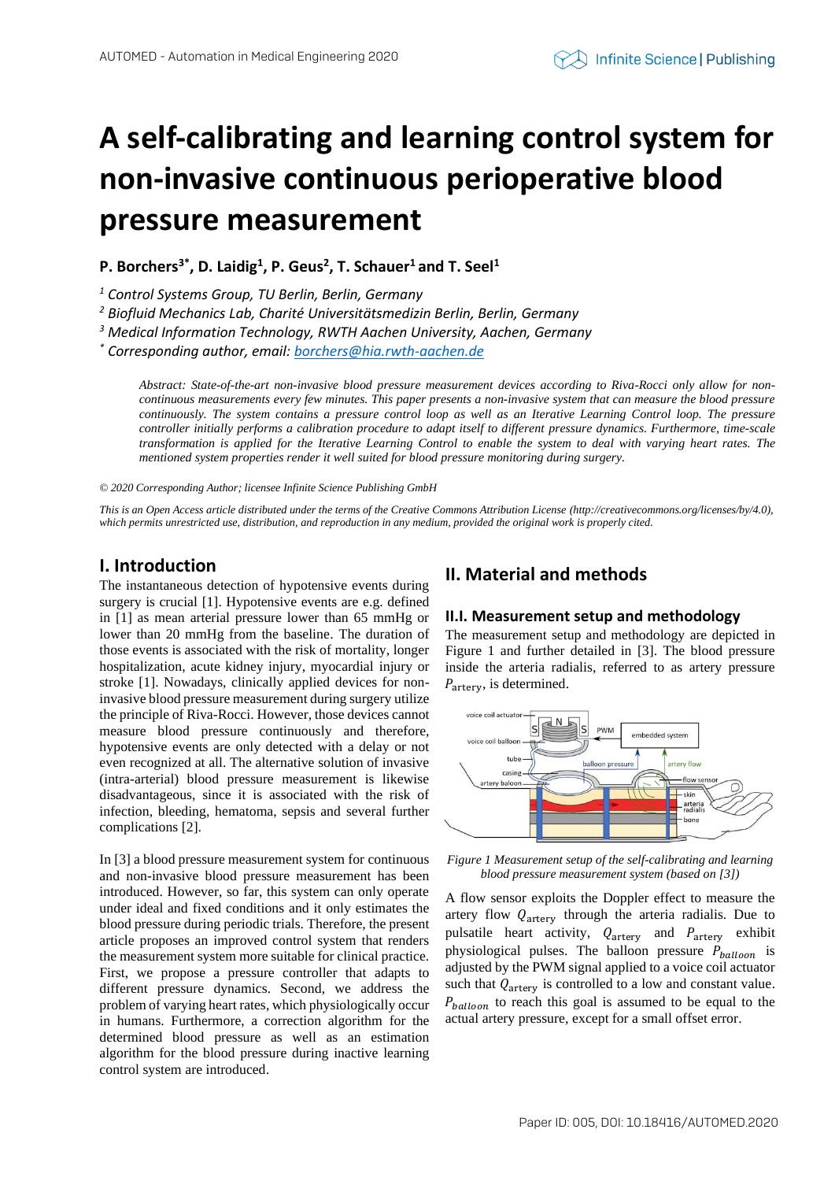# A self-calibrating and learning control system for non-invasive continuous perioperative blood pressure measurement

**P. Borchers[3*], D. Laidig[1], P. Geus[2], T. Schauer[1] and T. Seel[1]**

[1] *Control Systems Group, TU Berlin, Berlin, Germany*
[2] *Biofluid Mechanics Lab, Charité Universitätsmedizin Berlin, Berlin, Germany*
[3] *Medical Information Technology, RWTH Aachen University, Aachen, Germany*
[*] *Corresponding author, email: borchers@hia.rwth-aachen.de*

*Abstract: State-of-the-art non-invasive blood pressure measurement devices according to Riva-Rocci only allow for non-continuous measurements every few minutes. This paper presents a non-invasive system that can measure the blood pressure continuously. The system contains a pressure control loop as well as an Iterative Learning Control loop. The pressure controller initially performs a calibration procedure to adapt itself to different pressure dynamics. Furthermore, time-scale transformation is applied for the Iterative Learning Control to enable the system to deal with varying heart rates. The mentioned system properties render it well suited for blood pressure monitoring during surgery.*

*© 2020 Corresponding Author; licensee Infinite Science Publishing GmbH*

*This is an Open Access article distributed under the terms of the Creative Commons Attribution License (http://creativecommons.org/licenses/by/4.0), which permits unrestricted use, distribution, and reproduction in any medium, provided the original work is properly cited.*

## I. Introduction

The instantaneous detection of hypotensive events during surgery is crucial [1]. Hypotensive events are e.g. defined in [1] as mean arterial pressure lower than 65 mmHg or lower than 20 mmHg from the baseline. The duration of those events is associated with the risk of mortality, longer hospitalization, acute kidney injury, myocardial injury or stroke [1]. Nowadays, clinically applied devices for non-invasive blood pressure measurement during surgery utilize the principle of Riva-Rocci. However, those devices cannot measure blood pressure continuously and therefore, hypotensive events are only detected with a delay or not even recognized at all. The alternative solution of invasive (intra-arterial) blood pressure measurement is likewise disadvantageous, since it is associated with the risk of infection, bleeding, hematoma, sepsis and several further complications [2].

In [3] a blood pressure measurement system for continuous and non-invasive blood pressure measurement has been introduced. However, so far, this system can only operate under ideal and fixed conditions and it only estimates the blood pressure during periodic trials. Therefore, the present article proposes an improved control system that renders the measurement system more suitable for clinical practice. First, we propose a pressure controller that adapts to different pressure dynamics. Second, we address the problem of varying heart rates, which physiologically occur in humans. Furthermore, a correction algorithm for the determined blood pressure as well as an estimation algorithm for the blood pressure during inactive learning control system are introduced.

## II. Material and methods

### II.I. Measurement setup and methodology

The measurement setup and methodology are depicted in Figure 1 and further detailed in [3]. The blood pressure inside the arteria radialis, referred to as artery pressure $P_{\text{artery}}$, is determined.

*Figure 1 Measurement setup of the self-calibrating and learning blood pressure measurement system (based on [3])*

A flow sensor exploits the Doppler effect to measure the artery flow $Q_{\text{artery}}$ through the arteria radialis. Due to pulsatile heart activity, $Q_{\text{artery}}$ and $P_{\text{artery}}$ exhibit physiological pulses. The balloon pressure $P_{balloon}$ is adjusted by the PWM signal applied to a voice coil actuator such that $Q_{\text{artery}}$ is controlled to a low and constant value. $P_{balloon}$ to reach this goal is assumed to be equal to the actual artery pressure, except for a small offset error.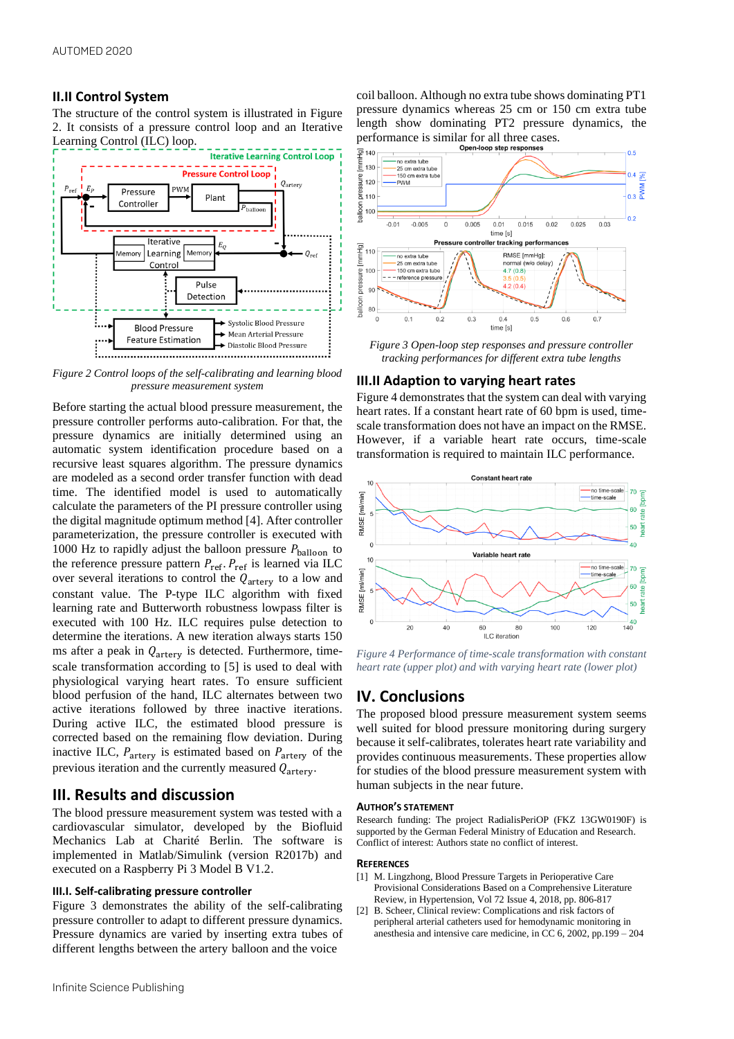## II.II Control System

The structure of the control system is illustrated in Figure 2. It consists of a pressure control loop and an Iterative Learning Control (ILC) loop.

*Figure 2 Control loops of the self-calibrating and learning blood pressure measurement system*

Before starting the actual blood pressure measurement, the pressure controller performs auto-calibration. For that, the pressure dynamics are initially determined using an automatic system identification procedure based on a recursive least squares algorithm. The pressure dynamics are modeled as a second order transfer function with dead time. The identified model is used to automatically calculate the parameters of the PI pressure controller using the digital magnitude optimum method [4]. After controller parameterization, the pressure controller is executed with 1000 Hz to rapidly adjust the balloon pressure $P_{\text{balloon}}$ to the reference pressure pattern $P_{\text{ref}}$. $P_{\text{ref}}$ is learned via ILC over several iterations to control the $Q_{\text{artery}}$ to a low and constant value. The P-type ILC algorithm with fixed learning rate and Butterworth robustness lowpass filter is executed with 100 Hz. ILC requires pulse detection to determine the iterations. A new iteration always starts 150 ms after a peak in $Q_{\text{artery}}$ is detected. Furthermore, time-scale transformation according to [5] is used to deal with physiological varying heart rates. To ensure sufficient blood perfusion of the hand, ILC alternates between two active iterations followed by three inactive iterations. During active ILC, the estimated blood pressure is corrected based on the remaining flow deviation. During inactive ILC, $P_{\text{artery}}$ is estimated based on $P_{\text{artery}}$ of the previous iteration and the currently measured $Q_{\text{artery}}$.

# III. Results and discussion

The blood pressure measurement system was tested with a cardiovascular simulator, developed by the Biofluid Mechanics Lab at Charité Berlin. The software is implemented in Matlab/Simulink (version R2017b) and executed on a Raspberry Pi 3 Model B V1.2.

### III.I. Self-calibrating pressure controller

Figure 3 demonstrates the ability of the self-calibrating pressure controller to adapt to different pressure dynamics. Pressure dynamics are varied by inserting extra tubes of different lengths between the artery balloon and the voice coil balloon. Although no extra tube shows dominating PT1 pressure dynamics whereas 25 cm or 150 cm extra tube length show dominating PT2 pressure dynamics, the performance is similar for all three cases.

*Figure 3 Open-loop step responses and pressure controller tracking performances for different extra tube lengths*

### III.II Adaption to varying heart rates

Figure 4 demonstrates that the system can deal with varying heart rates. If a constant heart rate of 60 bpm is used, time-scale transformation does not have an impact on the RMSE. However, if a variable heart rate occurs, time-scale transformation is required to maintain ILC performance.

*Figure 4 Performance of time-scale transformation with constant heart rate (upper plot) and with varying heart rate (lower plot)*

# IV. Conclusions

The proposed blood pressure measurement system seems well suited for blood pressure monitoring during surgery because it self-calibrates, tolerates heart rate variability and provides continuous measurements. These properties allow for studies of the blood pressure measurement system with human subjects in the near future.

#### AUTHOR'S STATEMENT

Research funding: The project RadialisPeriOP (FKZ 13GW0190F) is supported by the German Federal Ministry of Education and Research. Conflict of interest: Authors state no conflict of interest.

#### REFERENCES

[1] M. Lingzhong, Blood Pressure Targets in Perioperative Care Provisional Considerations Based on a Comprehensive Literature Review, in Hypertension, Vol 72 Issue 4, 2018, pp. 806-817

[2] B. Scheer, Clinical review: Complications and risk factors of peripheral arterial catheters used for hemodynamic monitoring in anesthesia and intensive care medicine, in CC 6, 2002, pp.199 – 204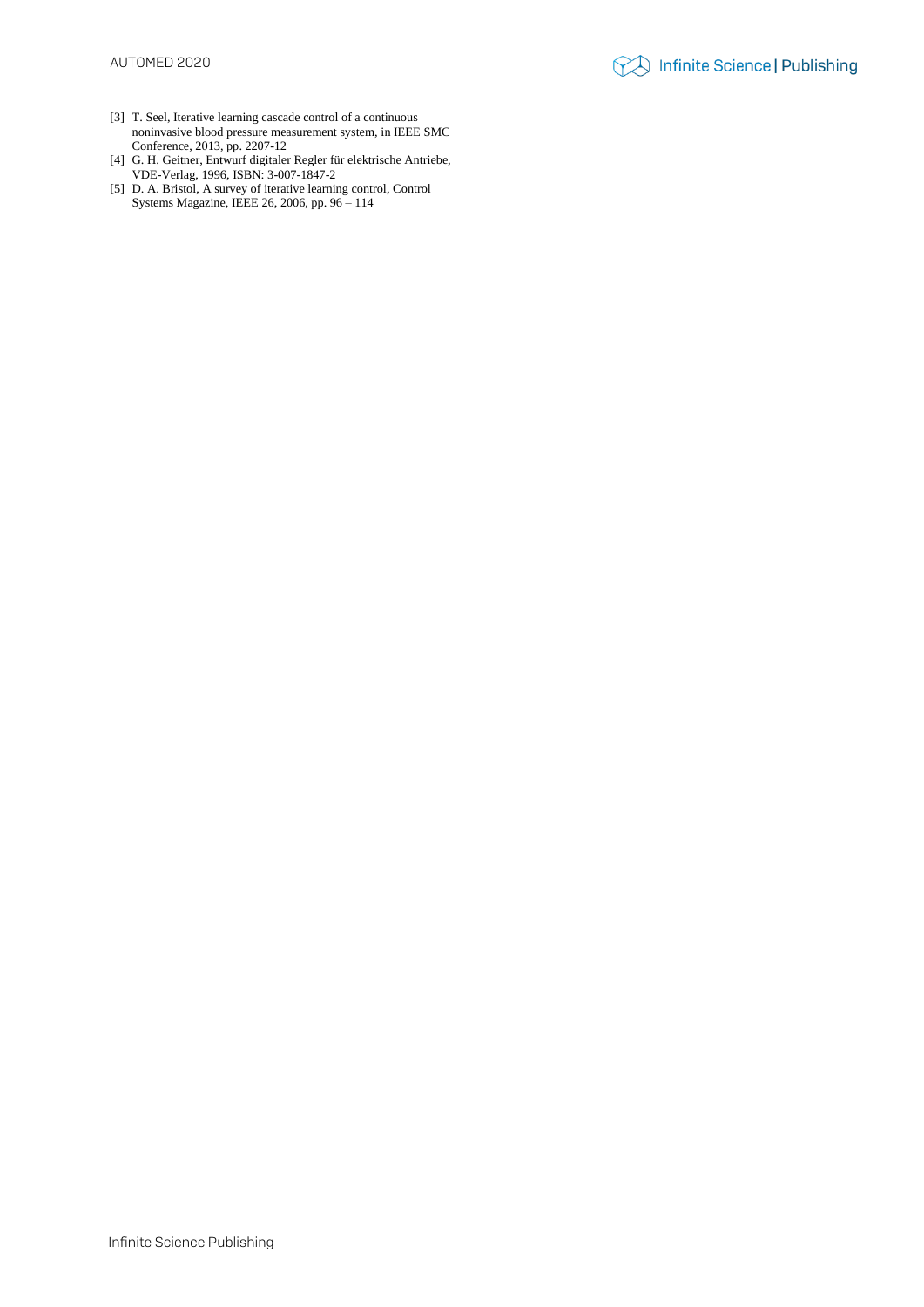[3] T. Seel, Iterative learning cascade control of a continuous noninvasive blood pressure measurement system, in IEEE SMC Conference, 2013, pp. 2207-12

[4] G. H. Geitner, Entwurf digitaler Regler für elektrische Antriebe, VDE-Verlag, 1996, ISBN: 3-007-1847-2

[5] D. A. Bristol, A survey of iterative learning control, Control Systems Magazine, IEEE 26, 2006, pp. 96 – 114